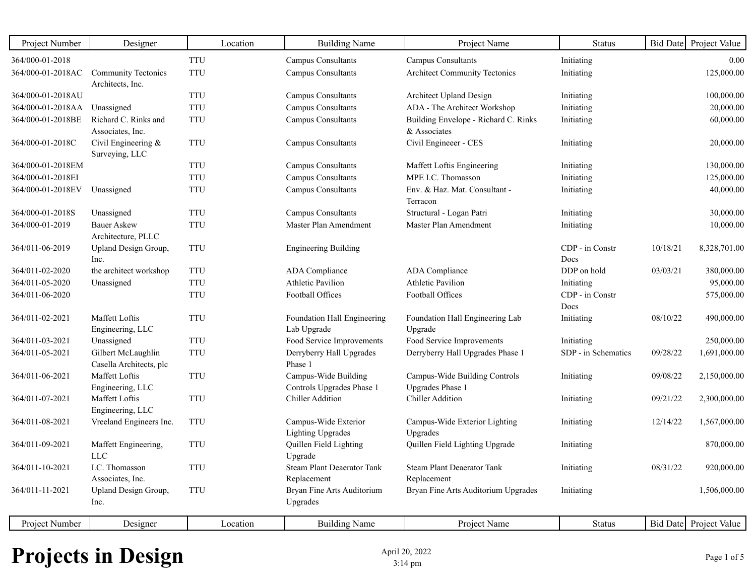# Projects in Design

April 20, 2022
3:14 pm

| Project Number | Designer | Location | Building Name | Project Name | Status | Bid Date | Project Value |
|---|---|---|---|---|---|---|---|
| 364/000-01-2018 | | TTU | Campus Consultants | Campus Consultants | Initiating | | 0.00 |
| 364/000-01-2018AC | Community Tectonics Architects, Inc. | TTU | Campus Consultants | Architect Community Tectonics | Initiating | | 125,000.00 |
| 364/000-01-2018AU | | TTU | Campus Consultants | Architect Upland Design | Initiating | | 100,000.00 |
| 364/000-01-2018AA | Unassigned | TTU | Campus Consultants | ADA - The Architect Workshop | Initiating | | 20,000.00 |
| 364/000-01-2018BE | Richard C. Rinks and Associates, Inc. | TTU | Campus Consultants | Building Envelope - Richard C. Rinks & Associates | Initiating | | 60,000.00 |
| 364/000-01-2018C | Civil Engineering & Surveying, LLC | TTU | Campus Consultants | Civil Engineeer - CES | Initiating | | 20,000.00 |
| 364/000-01-2018EM | | TTU | Campus Consultants | Maffett Loftis Engineering | Initiating | | 130,000.00 |
| 364/000-01-2018EI | | TTU | Campus Consultants | MPE I.C. Thomasson | Initiating | | 125,000.00 |
| 364/000-01-2018EV | Unassigned | TTU | Campus Consultants | Env. & Haz. Mat. Consultant - Terracon | Initiating | | 40,000.00 |
| 364/000-01-2018S | Unassigned | TTU | Campus Consultants | Structural - Logan Patri | Initiating | | 30,000.00 |
| 364/000-01-2019 | Bauer Askew Architecture, PLLC | TTU | Master Plan Amendment | Master Plan Amendment | Initiating | | 10,000.00 |
| 364/011-06-2019 | Upland Design Group, Inc. | TTU | Engineering Building | | CDP - in Constr Docs | 10/18/21 | 8,328,701.00 |
| 364/011-02-2020 | the architect workshop | TTU | ADA Compliance | ADA Compliance | DDP on hold | 03/03/21 | 380,000.00 |
| 364/011-05-2020 | Unassigned | TTU | Athletic Pavilion | Athletic Pavilion | Initiating | | 95,000.00 |
| 364/011-06-2020 | | TTU | Football Offices | Football Offices | CDP - in Constr Docs | | 575,000.00 |
| 364/011-02-2021 | Maffett Loftis Engineering, LLC | TTU | Foundation Hall Engineering Lab Upgrade | Foundation Hall Engineering Lab Upgrade | Initiating | 08/10/22 | 490,000.00 |
| 364/011-03-2021 | Unassigned | TTU | Food Service Improvements | Food Service Improvements | Initiating | | 250,000.00 |
| 364/011-05-2021 | Gilbert McLaughlin Casella Architects, plc | TTU | Derryberry Hall Upgrades Phase 1 | Derryberry Hall Upgrades Phase 1 | SDP - in Schematics | 09/28/22 | 1,691,000.00 |
| 364/011-06-2021 | Maffett Loftis Engineering, LLC | TTU | Campus-Wide Building Controls Upgrades Phase 1 | Campus-Wide Building Controls Upgrades Phase 1 | Initiating | 09/08/22 | 2,150,000.00 |
| 364/011-07-2021 | Maffett Loftis Engineering, LLC | TTU | Chiller Addition | Chiller Addition | Initiating | 09/21/22 | 2,300,000.00 |
| 364/011-08-2021 | Vreeland Engineers Inc. | TTU | Campus-Wide Exterior Lighting Upgrades | Campus-Wide Exterior Lighting Upgrades | Initiating | 12/14/22 | 1,567,000.00 |
| 364/011-09-2021 | Maffett Engineering, LLC | TTU | Quillen Field Lighting Upgrade | Quillen Field Lighting Upgrade | Initiating | | 870,000.00 |
| 364/011-10-2021 | I.C. Thomasson Associates, Inc. | TTU | Steam Plant Deaerator Tank Replacement | Steam Plant Deaerator Tank Replacement | Initiating | 08/31/22 | 920,000.00 |
| 364/011-11-2021 | Upland Design Group, Inc. | TTU | Bryan Fine Arts Auditorium Upgrades | Bryan Fine Arts Auditorium Upgrades | Initiating | | 1,506,000.00 |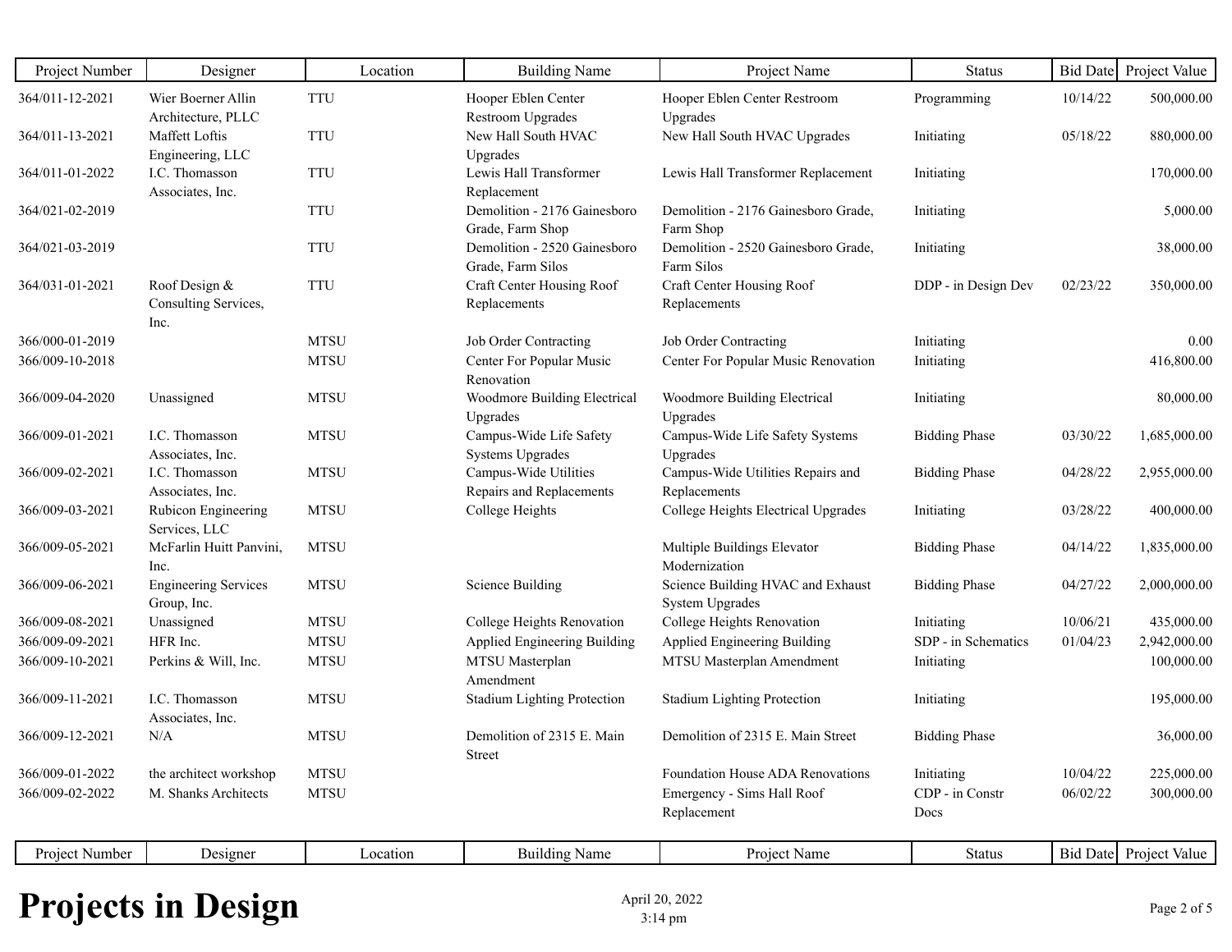| Project Number | Designer | Location | Building Name | Project Name | Status | Bid Date | Project Value |
|---|---|---|---|---|---|---|---|
| 364/011-12-2021 | Wier Boerner Allin Architecture, PLLC | TTU | Hooper Eblen Center Restroom Upgrades | Hooper Eblen Center Restroom Upgrades | Programming | 10/14/22 | 500,000.00 |
| 364/011-13-2021 | Maffett Loftis Engineering, LLC | TTU | New Hall South HVAC Upgrades | New Hall South HVAC Upgrades | Initiating | 05/18/22 | 880,000.00 |
| 364/011-01-2022 | I.C. Thomasson Associates, Inc. | TTU | Lewis Hall Transformer Replacement | Lewis Hall Transformer Replacement | Initiating | | 170,000.00 |
| 364/021-02-2019 | | TTU | Demolition - 2176 Gainesboro Grade, Farm Shop | Demolition - 2176 Gainesboro Grade, Farm Shop | Initiating | | 5,000.00 |
| 364/021-03-2019 | | TTU | Demolition - 2520 Gainesboro Grade, Farm Silos | Demolition - 2520 Gainesboro Grade, Farm Silos | Initiating | | 38,000.00 |
| 364/031-01-2021 | Roof Design & Consulting Services, Inc. | TTU | Craft Center Housing Roof Replacements | Craft Center Housing Roof Replacements | DDP - in Design Dev | 02/23/22 | 350,000.00 |
| 366/000-01-2019 | | MTSU | Job Order Contracting | Job Order Contracting | Initiating | | 0.00 |
| 366/009-10-2018 | | MTSU | Center For Popular Music Renovation | Center For Popular Music Renovation | Initiating | | 416,800.00 |
| 366/009-04-2020 | Unassigned | MTSU | Woodmore Building Electrical Upgrades | Woodmore Building Electrical Upgrades | Initiating | | 80,000.00 |
| 366/009-01-2021 | I.C. Thomasson Associates, Inc. | MTSU | Campus-Wide Life Safety Systems Upgrades | Campus-Wide Life Safety Systems Upgrades | Bidding Phase | 03/30/22 | 1,685,000.00 |
| 366/009-02-2021 | I.C. Thomasson Associates, Inc. | MTSU | Campus-Wide Utilities Repairs and Replacements | Campus-Wide Utilities Repairs and Replacements | Bidding Phase | 04/28/22 | 2,955,000.00 |
| 366/009-03-2021 | Rubicon Engineering Services, LLC | MTSU | College Heights | College Heights Electrical Upgrades | Initiating | 03/28/22 | 400,000.00 |
| 366/009-05-2021 | McFarlin Huitt Panvini, Inc. | MTSU | | Multiple Buildings Elevator Modernization | Bidding Phase | 04/14/22 | 1,835,000.00 |
| 366/009-06-2021 | Engineering Services Group, Inc. | MTSU | Science Building | Science Building HVAC and Exhaust System Upgrades | Bidding Phase | 04/27/22 | 2,000,000.00 |
| 366/009-08-2021 | Unassigned | MTSU | College Heights Renovation | College Heights Renovation | Initiating | 10/06/21 | 435,000.00 |
| 366/009-09-2021 | HFR Inc. | MTSU | Applied Engineering Building | Applied Engineering Building | SDP - in Schematics | 01/04/23 | 2,942,000.00 |
| 366/009-10-2021 | Perkins & Will, Inc. | MTSU | MTSU Masterplan Amendment | MTSU Masterplan Amendment | Initiating | | 100,000.00 |
| 366/009-11-2021 | I.C. Thomasson Associates, Inc. | MTSU | Stadium Lighting Protection | Stadium Lighting Protection | Initiating | | 195,000.00 |
| 366/009-12-2021 | N/A | MTSU | Demolition of 2315 E. Main Street | Demolition of 2315 E. Main Street | Bidding Phase | | 36,000.00 |
| 366/009-01-2022 | the architect workshop | MTSU | | Foundation House ADA Renovations | Initiating | 10/04/22 | 225,000.00 |
| 366/009-02-2022 | M. Shanks Architects | MTSU | | Emergency - Sims Hall Roof Replacement | CDP - in Constr Docs | 06/02/22 | 300,000.00 |

# Projects in Design

April 20, 2022
3:14 pm